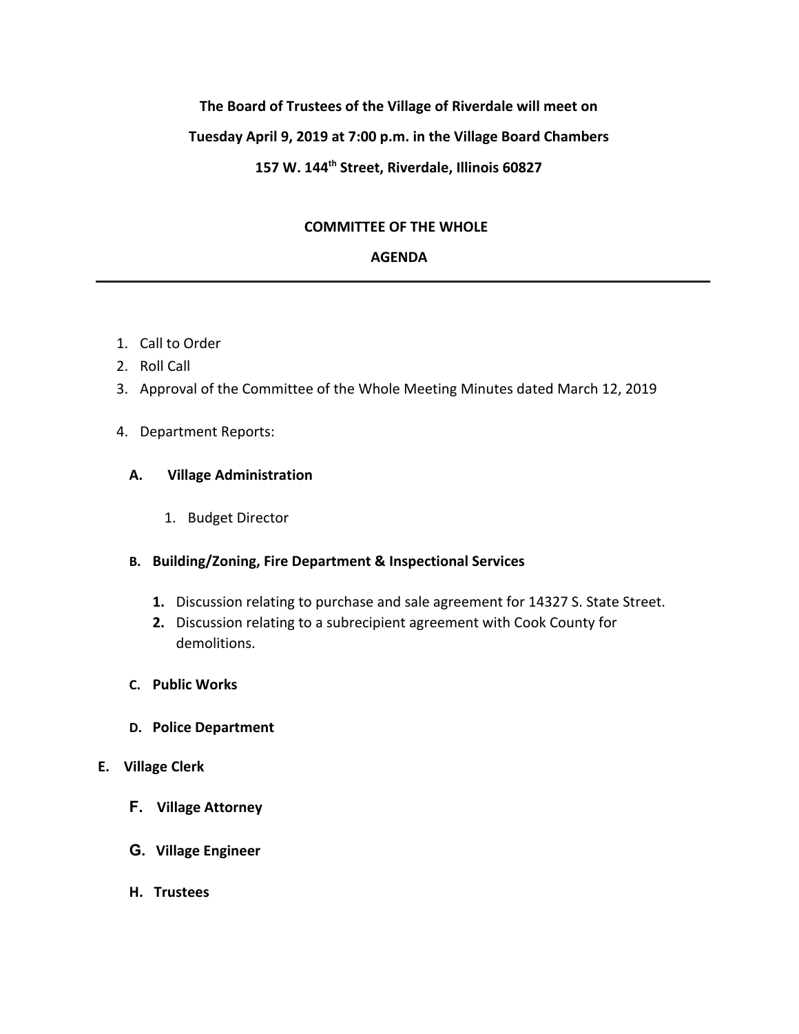**The Board of Trustees of the Village of Riverdale will meet on**

**Tuesday April 9, 2019 at 7:00 p.m. in the Village Board Chambers**

**157 W. 144th Street, Riverdale, Illinois 60827**

## COMMITTEE OF THE WHOLE

## AGENDA

---

1. Call to Order
2. Roll Call
3. Approval of the Committee of the Whole Meeting Minutes dated March 12, 2019
4. Department Reports:

   **A. Village Administration**

      1. Budget Director

   **B. Building/Zoning, Fire Department & Inspectional Services**

      **1.** Discussion relating to purchase and sale agreement for 14327 S. State Street.
      **2.** Discussion relating to a subrecipient agreement with Cook County for demolitions.

   **C. Public Works**

   **D. Police Department**

   **E. Village Clerk**

   **F. Village Attorney**

   **G. Village Engineer**

   **H. Trustees**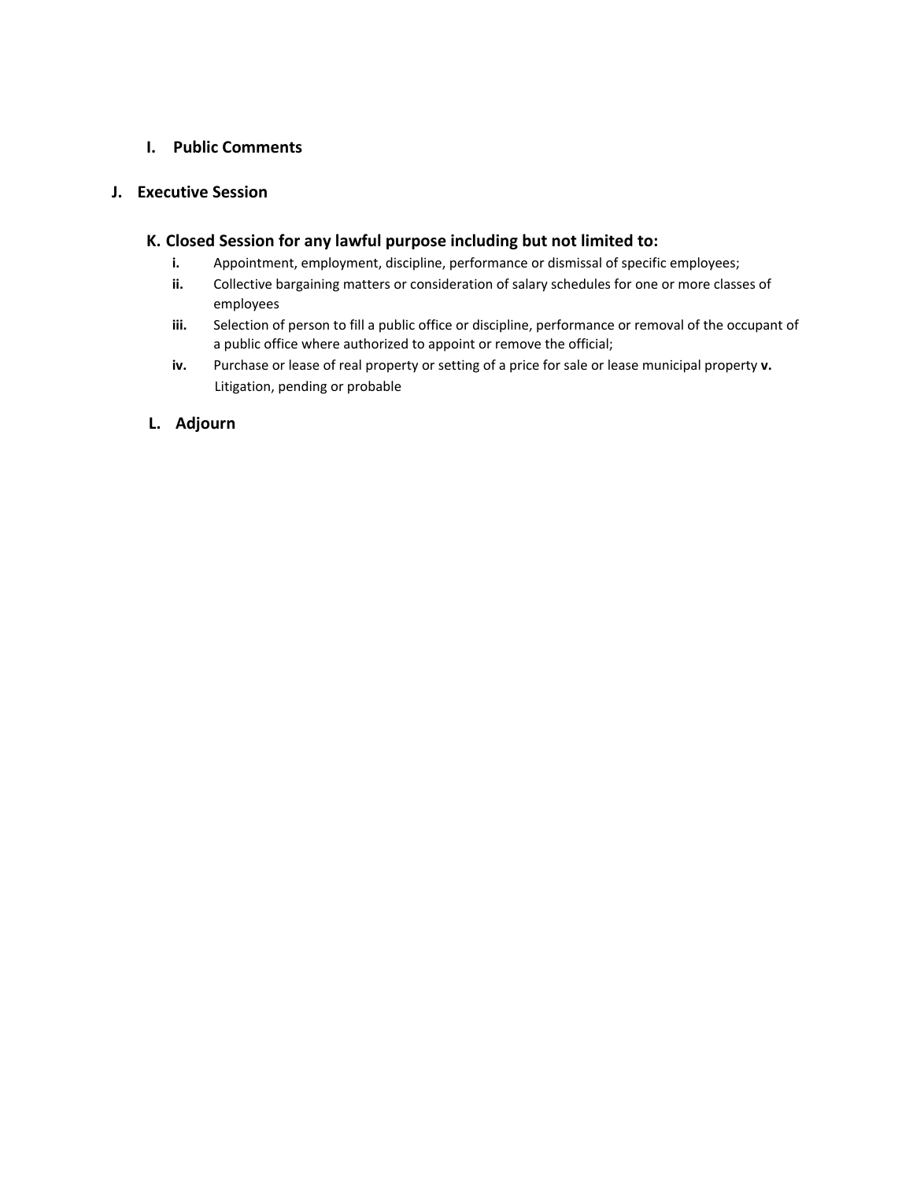**I. Public Comments**

**J. Executive Session**

**K. Closed Session for any lawful purpose including but not limited to:**

- **i.** Appointment, employment, discipline, performance or dismissal of specific employees;
- **ii.** Collective bargaining matters or consideration of salary schedules for one or more classes of employees
- **iii.** Selection of person to fill a public office or discipline, performance or removal of the occupant of a public office where authorized to appoint or remove the official;
- **iv.** Purchase or lease of real property or setting of a price for sale or lease municipal property **v.** Litigation, pending or probable

**L. Adjourn**